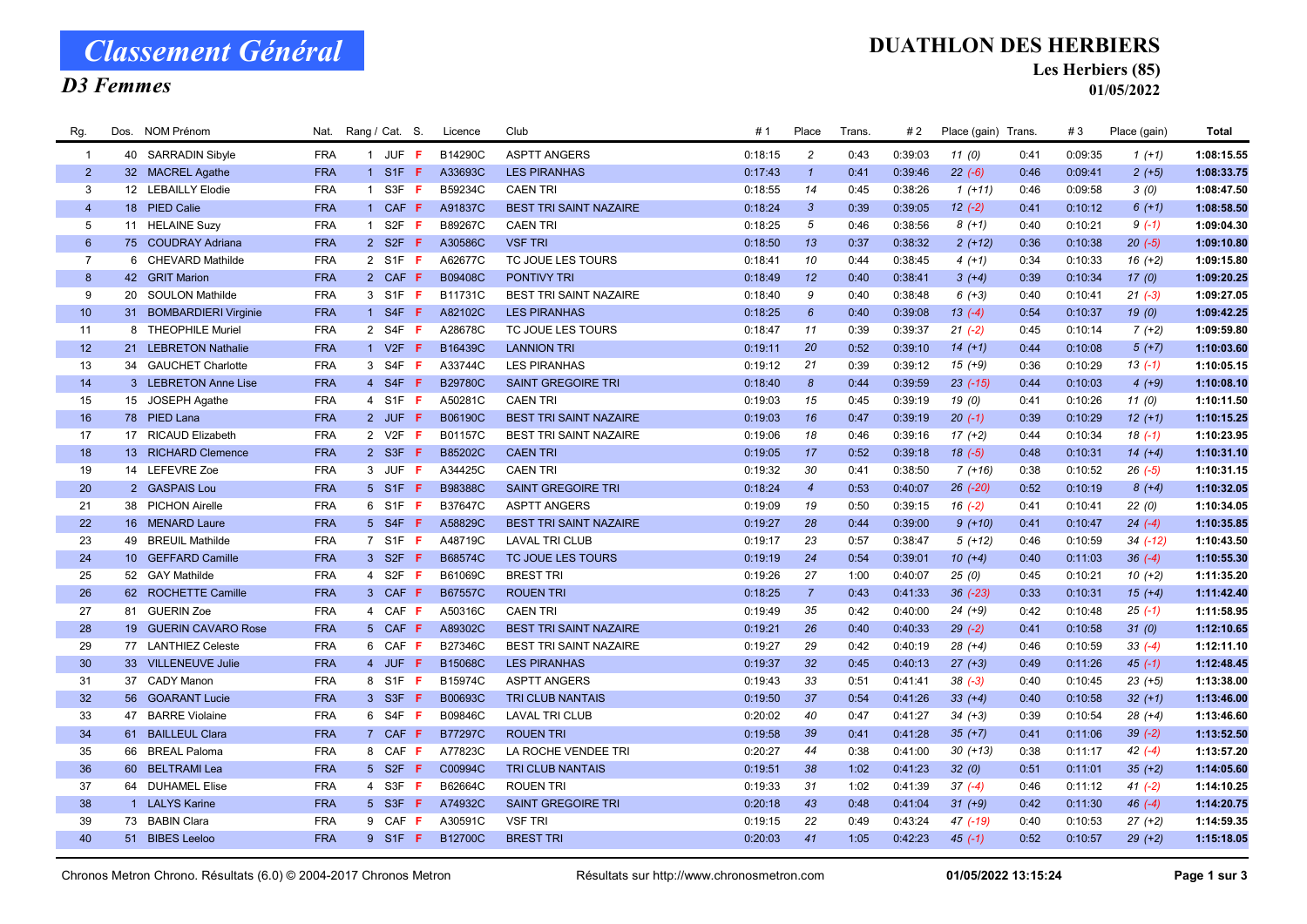# Classement Général

## D3 Femmes

## DUATHLON DES HERBIERS

**Les Herbiers (85)**

**01/05/2022**

| Rg. | Dos. | NOM Prénom | Nat. | Rang / Cat. | | S. | Licence | Club | # 1 | Place | Trans. | # 2 | Place (gain) | Trans. | # 3 | Place (gain) | Total |
|---|---|---|---|---|---|---|---|---|---|---|---|---|---|---|---|---|---|
| 1 | 40 | SARRADIN Sibyle | FRA | 1 | JUF | F | B14290C | ASPTT ANGERS | 0:18:15 | 2 | 0:43 | 0:39:03 | 11 (0) | 0:41 | 0:09:35 | 1 (+1) | 1:08:15.55 |
| 2 | 32 | MACREL Agathe | FRA | 1 | S1F | F | A33693C | LES PIRANHAS | 0:17:43 | 1 | 0:41 | 0:39:46 | 22 (-6) | 0:46 | 0:09:41 | 2 (+5) | 1:08:33.75 |
| 3 | 12 | LEBAILLY Elodie | FRA | 1 | S3F | F | B59234C | CAEN TRI | 0:18:55 | 14 | 0:45 | 0:38:26 | 1 (+11) | 0:46 | 0:09:58 | 3 (0) | 1:08:47.50 |
| 4 | 18 | PIED Calie | FRA | 1 | CAF | F | A91837C | BEST TRI SAINT NAZAIRE | 0:18:24 | 3 | 0:39 | 0:39:05 | 12 (-2) | 0:41 | 0:10:12 | 6 (+1) | 1:08:58.50 |
| 5 | 11 | HELAINE Suzy | FRA | 1 | S2F | F | B89267C | CAEN TRI | 0:18:25 | 5 | 0:46 | 0:38:56 | 8 (+1) | 0:40 | 0:10:21 | 9 (-1) | 1:09:04.30 |
| 6 | 75 | COUDRAY Adriana | FRA | 2 | S2F | F | A30586C | VSF TRI | 0:18:50 | 13 | 0:37 | 0:38:32 | 2 (+12) | 0:36 | 0:10:38 | 20 (-5) | 1:09:10.80 |
| 7 | 6 | CHEVARD Mathilde | FRA | 2 | S1F | F | A62677C | TC JOUE LES TOURS | 0:18:41 | 10 | 0:44 | 0:38:45 | 4 (+1) | 0:34 | 0:10:33 | 16 (+2) | 1:09:15.80 |
| 8 | 42 | GRIT Marion | FRA | 2 | CAF | F | B09408C | PONTIVY TRI | 0:18:49 | 12 | 0:40 | 0:38:41 | 3 (+4) | 0:39 | 0:10:34 | 17 (0) | 1:09:20.25 |
| 9 | 20 | SOULON Mathilde | FRA | 3 | S1F | F | B11731C | BEST TRI SAINT NAZAIRE | 0:18:40 | 9 | 0:40 | 0:38:48 | 6 (+3) | 0:40 | 0:10:41 | 21 (-3) | 1:09:27.05 |
| 10 | 31 | BOMBARDIERI Virginie | FRA | 1 | S4F | F | A82102C | LES PIRANHAS | 0:18:25 | 6 | 0:40 | 0:39:08 | 13 (-4) | 0:54 | 0:10:37 | 19 (0) | 1:09:42.25 |
| 11 | 8 | THEOPHILE Muriel | FRA | 2 | S4F | F | A28678C | TC JOUE LES TOURS | 0:18:47 | 11 | 0:39 | 0:39:37 | 21 (-2) | 0:45 | 0:10:14 | 7 (+2) | 1:09:59.80 |
| 12 | 21 | LEBRETON Nathalie | FRA | 1 | V2F | F | B16439C | LANNION TRI | 0:19:11 | 20 | 0:52 | 0:39:10 | 14 (+1) | 0:44 | 0:10:08 | 5 (+7) | 1:10:03.60 |
| 13 | 34 | GAUCHET Charlotte | FRA | 3 | S4F | F | A33744C | LES PIRANHAS | 0:19:12 | 21 | 0:39 | 0:39:12 | 15 (+9) | 0:36 | 0:10:29 | 13 (-1) | 1:10:05.15 |
| 14 | 3 | LEBRETON Anne Lise | FRA | 4 | S4F | F | B29780C | SAINT GREGOIRE TRI | 0:18:40 | 8 | 0:44 | 0:39:59 | 23 (-15) | 0:44 | 0:10:03 | 4 (+9) | 1:10:08.10 |
| 15 | 15 | JOSEPH Agathe | FRA | 4 | S1F | F | A50281C | CAEN TRI | 0:19:03 | 15 | 0:45 | 0:39:19 | 19 (0) | 0:41 | 0:10:26 | 11 (0) | 1:10:11.50 |
| 16 | 78 | PIED Lana | FRA | 2 | JUF | F | B06190C | BEST TRI SAINT NAZAIRE | 0:19:03 | 16 | 0:47 | 0:39:19 | 20 (-1) | 0:39 | 0:10:29 | 12 (+1) | 1:10:15.25 |
| 17 | 17 | RICAUD Elizabeth | FRA | 2 | V2F | F | B01157C | BEST TRI SAINT NAZAIRE | 0:19:06 | 18 | 0:46 | 0:39:16 | 17 (+2) | 0:44 | 0:10:34 | 18 (-1) | 1:10:23.95 |
| 18 | 13 | RICHARD Clemence | FRA | 2 | S3F | F | B85202C | CAEN TRI | 0:19:05 | 17 | 0:52 | 0:39:18 | 18 (-5) | 0:48 | 0:10:31 | 14 (+4) | 1:10:31.10 |
| 19 | 14 | LEFEVRE Zoe | FRA | 3 | JUF | F | A34425C | CAEN TRI | 0:19:32 | 30 | 0:41 | 0:38:50 | 7 (+16) | 0:38 | 0:10:52 | 26 (-5) | 1:10:31.15 |
| 20 | 2 | GASPAIS Lou | FRA | 5 | S1F | F | B98388C | SAINT GREGOIRE TRI | 0:18:24 | 4 | 0:53 | 0:40:07 | 26 (-20) | 0:52 | 0:10:19 | 8 (+4) | 1:10:32.05 |
| 21 | 38 | PICHON Airelle | FRA | 6 | S1F | F | B37647C | ASPTT ANGERS | 0:19:09 | 19 | 0:50 | 0:39:15 | 16 (-2) | 0:41 | 0:10:41 | 22 (0) | 1:10:34.05 |
| 22 | 16 | MENARD Laure | FRA | 5 | S4F | F | A58829C | BEST TRI SAINT NAZAIRE | 0:19:27 | 28 | 0:44 | 0:39:00 | 9 (+10) | 0:41 | 0:10:47 | 24 (-4) | 1:10:35.85 |
| 23 | 49 | BREUIL Mathilde | FRA | 7 | S1F | F | A48719C | LAVAL TRI CLUB | 0:19:17 | 23 | 0:57 | 0:38:47 | 5 (+12) | 0:46 | 0:10:59 | 34 (-12) | 1:10:43.50 |
| 24 | 10 | GEFFARD Camille | FRA | 3 | S2F | F | B68574C | TC JOUE LES TOURS | 0:19:19 | 24 | 0:54 | 0:39:01 | 10 (+4) | 0:40 | 0:11:03 | 36 (-4) | 1:10:55.30 |
| 25 | 52 | GAY Mathilde | FRA | 4 | S2F | F | B61069C | BREST TRI | 0:19:26 | 27 | 1:00 | 0:40:07 | 25 (0) | 0:45 | 0:10:21 | 10 (+2) | 1:11:35.20 |
| 26 | 62 | ROCHETTE Camille | FRA | 3 | CAF | F | B67557C | ROUEN TRI | 0:18:25 | 7 | 0:43 | 0:41:33 | 36 (-23) | 0:33 | 0:10:31 | 15 (+4) | 1:11:42.40 |
| 27 | 81 | GUERIN Zoe | FRA | 4 | CAF | F | A50316C | CAEN TRI | 0:19:49 | 35 | 0:42 | 0:40:00 | 24 (+9) | 0:42 | 0:10:48 | 25 (-1) | 1:11:58.95 |
| 28 | 19 | GUERIN CAVARO Rose | FRA | 5 | CAF | F | A89302C | BEST TRI SAINT NAZAIRE | 0:19:21 | 26 | 0:40 | 0:40:33 | 29 (-2) | 0:41 | 0:10:58 | 31 (0) | 1:12:10.65 |
| 29 | 77 | LANTHIEZ Celeste | FRA | 6 | CAF | F | B27346C | BEST TRI SAINT NAZAIRE | 0:19:27 | 29 | 0:42 | 0:40:19 | 28 (+4) | 0:46 | 0:10:59 | 33 (-4) | 1:12:11.10 |
| 30 | 33 | VILLENEUVE Julie | FRA | 4 | JUF | F | B15068C | LES PIRANHAS | 0:19:37 | 32 | 0:45 | 0:40:13 | 27 (+3) | 0:49 | 0:11:26 | 45 (-1) | 1:12:48.45 |
| 31 | 37 | CADY Manon | FRA | 8 | S1F | F | B15974C | ASPTT ANGERS | 0:19:43 | 33 | 0:51 | 0:41:41 | 38 (-3) | 0:40 | 0:10:45 | 23 (+5) | 1:13:38.00 |
| 32 | 56 | GOARANT Lucie | FRA | 3 | S3F | F | B00693C | TRI CLUB NANTAIS | 0:19:50 | 37 | 0:54 | 0:41:26 | 33 (+4) | 0:40 | 0:10:58 | 32 (+1) | 1:13:46.00 |
| 33 | 47 | BARRE Violaine | FRA | 6 | S4F | F | B09846C | LAVAL TRI CLUB | 0:20:02 | 40 | 0:47 | 0:41:27 | 34 (+3) | 0:39 | 0:10:54 | 28 (+4) | 1:13:46.60 |
| 34 | 61 | BAILLEUL Clara | FRA | 7 | CAF | F | B77297C | ROUEN TRI | 0:19:58 | 39 | 0:41 | 0:41:28 | 35 (+7) | 0:41 | 0:11:06 | 39 (-2) | 1:13:52.50 |
| 35 | 66 | BREAL Paloma | FRA | 8 | CAF | F | A77823C | LA ROCHE VENDEE TRI | 0:20:27 | 44 | 0:38 | 0:41:00 | 30 (+13) | 0:38 | 0:11:17 | 42 (-4) | 1:13:57.20 |
| 36 | 60 | BELTRAMI Lea | FRA | 5 | S2F | F | C00994C | TRI CLUB NANTAIS | 0:19:51 | 38 | 1:02 | 0:41:23 | 32 (0) | 0:51 | 0:11:01 | 35 (+2) | 1:14:05.60 |
| 37 | 64 | DUHAMEL Elise | FRA | 4 | S3F | F | B62664C | ROUEN TRI | 0:19:33 | 31 | 1:02 | 0:41:39 | 37 (-4) | 0:46 | 0:11:12 | 41 (-2) | 1:14:10.25 |
| 38 | 1 | LALYS Karine | FRA | 5 | S3F | F | A74932C | SAINT GREGOIRE TRI | 0:20:18 | 43 | 0:48 | 0:41:04 | 31 (+9) | 0:42 | 0:11:30 | 46 (-4) | 1:14:20.75 |
| 39 | 73 | BABIN Clara | FRA | 9 | CAF | F | A30591C | VSF TRI | 0:19:15 | 22 | 0:49 | 0:43:24 | 47 (-19) | 0:40 | 0:10:53 | 27 (+2) | 1:14:59.35 |
| 40 | 51 | BIBES Leeloo | FRA | 9 | S1F | F | B12700C | BREST TRI | 0:20:03 | 41 | 1:05 | 0:42:23 | 45 (-1) | 0:52 | 0:10:57 | 29 (+2) | 1:15:18.05 |

Chronos Metron Chrono. Résultats (6.0) © 2004-2017 Chronos Metron — Résultats sur http://www.chronosmetron.com — 01/05/2022 13:15:24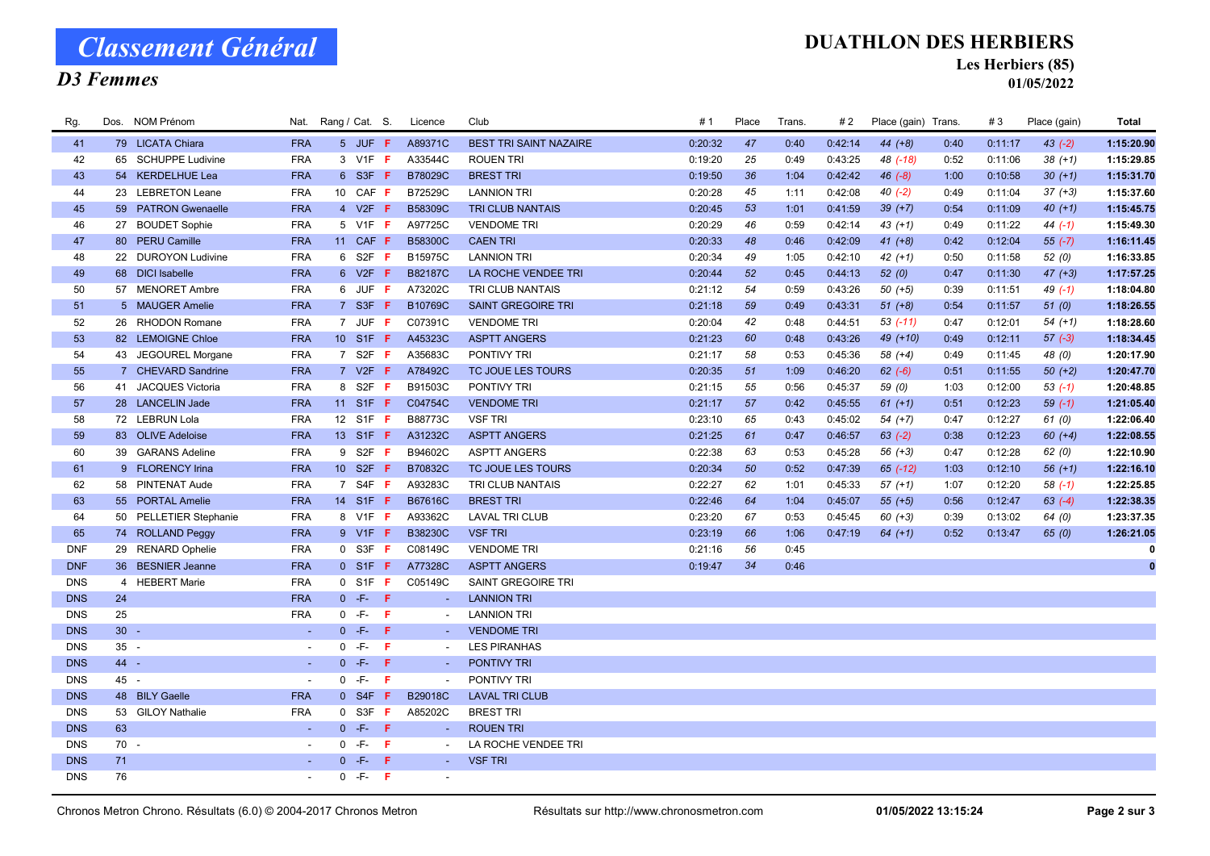# Classement Général

## D3 Femmes

**DUATHLON DES HERBIERS**
**Les Herbiers (85)**
**01/05/2022**

| Rg. | Dos. | NOM Prénom | Nat. | Rang / Cat. | S. | Licence | Club | # 1 | Place | Trans. | # 2 | Place (gain) | Trans. | # 3 | Place (gain) | Total |
|---|---|---|---|---|---|---|---|---|---|---|---|---|---|---|---|---|
| 41 | 79 | LICATA Chiara | FRA | 5 JUF | F | A89371C | BEST TRI SAINT NAZAIRE | 0:20:32 | 47 | 0:40 | 0:42:14 | 44 (+8) | 0:40 | 0:11:17 | 43 (-2) | 1:15:20.90 |
| 42 | 65 | SCHUPPE Ludivine | FRA | 3 V1F | F | A33544C | ROUEN TRI | 0:19:20 | 25 | 0:49 | 0:43:25 | 48 (-18) | 0:52 | 0:11:06 | 38 (+1) | 1:15:29.85 |
| 43 | 54 | KERDELHUE Lea | FRA | 6 S3F | F | B78029C | BREST TRI | 0:19:50 | 36 | 1:04 | 0:42:42 | 46 (-8) | 1:00 | 0:10:58 | 30 (+1) | 1:15:31.70 |
| 44 | 23 | LEBRETON Leane | FRA | 10 CAF | F | B72529C | LANNION TRI | 0:20:28 | 45 | 1:11 | 0:42:08 | 40 (-2) | 0:49 | 0:11:04 | 37 (+3) | 1:15:37.60 |
| 45 | 59 | PATRON Gwenaelle | FRA | 4 V2F | F | B58309C | TRI CLUB NANTAIS | 0:20:45 | 53 | 1:01 | 0:41:59 | 39 (+7) | 0:54 | 0:11:09 | 40 (+1) | 1:15:45.75 |
| 46 | 27 | BOUDET Sophie | FRA | 5 V1F | F | A97725C | VENDOME TRI | 0:20:29 | 46 | 0:59 | 0:42:14 | 43 (+1) | 0:49 | 0:11:22 | 44 (-1) | 1:15:49.30 |
| 47 | 80 | PERU Camille | FRA | 11 CAF | F | B58300C | CAEN TRI | 0:20:33 | 48 | 0:46 | 0:42:09 | 41 (+8) | 0:42 | 0:12:04 | 55 (-7) | 1:16:11.45 |
| 48 | 22 | DUROYON Ludivine | FRA | 6 S2F | F | B15975C | LANNION TRI | 0:20:34 | 49 | 1:05 | 0:42:10 | 42 (+1) | 0:50 | 0:11:58 | 52 (0) | 1:16:33.85 |
| 49 | 68 | DICI Isabelle | FRA | 6 V2F | F | B82187C | LA ROCHE VENDEE TRI | 0:20:44 | 52 | 0:45 | 0:44:13 | 52 (0) | 0:47 | 0:11:30 | 47 (+3) | 1:17:57.25 |
| 50 | 57 | MENORET Ambre | FRA | 6 JUF | F | A73202C | TRI CLUB NANTAIS | 0:21:12 | 54 | 0:59 | 0:43:26 | 50 (+5) | 0:39 | 0:11:51 | 49 (-1) | 1:18:04.80 |
| 51 | 5 | MAUGER Amelie | FRA | 7 S3F | F | B10769C | SAINT GREGOIRE TRI | 0:21:18 | 59 | 0:49 | 0:43:31 | 51 (+8) | 0:54 | 0:11:57 | 51 (0) | 1:18:26.55 |
| 52 | 26 | RHODON Romane | FRA | 7 JUF | F | C07391C | VENDOME TRI | 0:20:04 | 42 | 0:48 | 0:44:51 | 53 (-11) | 0:47 | 0:12:01 | 54 (+1) | 1:18:28.60 |
| 53 | 82 | LEMOIGNE Chloe | FRA | 10 S1F | F | A45323C | ASPTT ANGERS | 0:21:23 | 60 | 0:48 | 0:43:26 | 49 (+10) | 0:49 | 0:12:11 | 57 (-3) | 1:18:34.45 |
| 54 | 43 | JEGOUREL Morgane | FRA | 7 S2F | F | A35683C | PONTIVY TRI | 0:21:17 | 58 | 0:53 | 0:45:36 | 58 (+4) | 0:49 | 0:11:45 | 48 (0) | 1:20:17.90 |
| 55 | 7 | CHEVARD Sandrine | FRA | 7 V2F | F | A78492C | TC JOUE LES TOURS | 0:20:35 | 51 | 1:09 | 0:46:20 | 62 (-6) | 0:51 | 0:11:55 | 50 (+2) | 1:20:47.70 |
| 56 | 41 | JACQUES Victoria | FRA | 8 S2F | F | B91503C | PONTIVY TRI | 0:21:15 | 55 | 0:56 | 0:45:37 | 59 (0) | 1:03 | 0:12:00 | 53 (-1) | 1:20:48.85 |
| 57 | 28 | LANCELIN Jade | FRA | 11 S1F | F | C04754C | VENDOME TRI | 0:21:17 | 57 | 0:42 | 0:45:55 | 61 (+1) | 0:51 | 0:12:23 | 59 (-1) | 1:21:05.40 |
| 58 | 72 | LEBRUN Lola | FRA | 12 S1F | F | B88773C | VSF TRI | 0:23:10 | 65 | 0:43 | 0:45:02 | 54 (+7) | 0:47 | 0:12:27 | 61 (0) | 1:22:06.40 |
| 59 | 83 | OLIVE Adeloise | FRA | 13 S1F | F | A31232C | ASPTT ANGERS | 0:21:25 | 61 | 0:47 | 0:46:57 | 63 (-2) | 0:38 | 0:12:23 | 60 (+4) | 1:22:08.55 |
| 60 | 39 | GARANS Adeline | FRA | 9 S2F | F | B94602C | ASPTT ANGERS | 0:22:38 | 63 | 0:53 | 0:45:28 | 56 (+3) | 0:47 | 0:12:28 | 62 (0) | 1:22:10.90 |
| 61 | 9 | FLORENCY Irina | FRA | 10 S2F | F | B70832C | TC JOUE LES TOURS | 0:20:34 | 50 | 0:52 | 0:47:39 | 65 (-12) | 1:03 | 0:12:10 | 56 (+1) | 1:22:16.10 |
| 62 | 58 | PINTENAT Aude | FRA | 7 S4F | F | A93283C | TRI CLUB NANTAIS | 0:22:27 | 62 | 1:01 | 0:45:33 | 57 (+1) | 1:07 | 0:12:20 | 58 (-1) | 1:22:25.85 |
| 63 | 55 | PORTAL Amelie | FRA | 14 S1F | F | B67616C | BREST TRI | 0:22:46 | 64 | 1:04 | 0:45:07 | 55 (+5) | 0:56 | 0:12:47 | 63 (-4) | 1:22:38.35 |
| 64 | 50 | PELLETIER Stephanie | FRA | 8 V1F | F | A93362C | LAVAL TRI CLUB | 0:23:20 | 67 | 0:53 | 0:45:45 | 60 (+3) | 0:39 | 0:13:02 | 64 (0) | 1:23:37.35 |
| 65 | 74 | ROLLAND Peggy | FRA | 9 V1F | F | B38230C | VSF TRI | 0:23:19 | 66 | 1:06 | 0:47:19 | 64 (+1) | 0:52 | 0:13:47 | 65 (0) | 1:26:21.05 |
| DNF | 29 | RENARD Ophelie | FRA | 0 S3F | F | C08149C | VENDOME TRI | 0:21:16 | 56 | 0:45 | | | | | | 0 |
| DNF | 36 | BESNIER Jeanne | FRA | 0 S1F | F | A77328C | ASPTT ANGERS | 0:19:47 | 34 | 0:46 | | | | | | 0 |
| DNS | 4 | HEBERT Marie | FRA | 0 S1F | F | C05149C | SAINT GREGOIRE TRI | | | | | | | | | |
| DNS | 24 | | FRA | 0 -F- | F | - | LANNION TRI | | | | | | | | | |
| DNS | 25 | | FRA | 0 -F- | F | - | LANNION TRI | | | | | | | | | |
| DNS | 30 | - | - | 0 -F- | F | - | VENDOME TRI | | | | | | | | | |
| DNS | 35 | - | - | 0 -F- | F | - | LES PIRANHAS | | | | | | | | | |
| DNS | 44 | - | - | 0 -F- | F | - | PONTIVY TRI | | | | | | | | | |
| DNS | 45 | - | - | 0 -F- | F | - | PONTIVY TRI | | | | | | | | | |
| DNS | 48 | BILY Gaelle | FRA | 0 S4F | F | B29018C | LAVAL TRI CLUB | | | | | | | | | |
| DNS | 53 | GILOY Nathalie | FRA | 0 S3F | F | A85202C | BREST TRI | | | | | | | | | |
| DNS | 63 | | - | 0 -F- | F | - | ROUEN TRI | | | | | | | | | |
| DNS | 70 | - | - | 0 -F- | F | - | LA ROCHE VENDEE TRI | | | | | | | | | |
| DNS | 71 | | - | 0 -F- | F | - | VSF TRI | | | | | | | | | |
| DNS | 76 | | - | 0 -F- | F | - | | | | | | | | | | |

Chronos Metron Chrono. Résultats (6.0) © 2004-2017 Chronos Metron — Résultats sur http://www.chronosmetron.com — 01/05/2022 13:15:24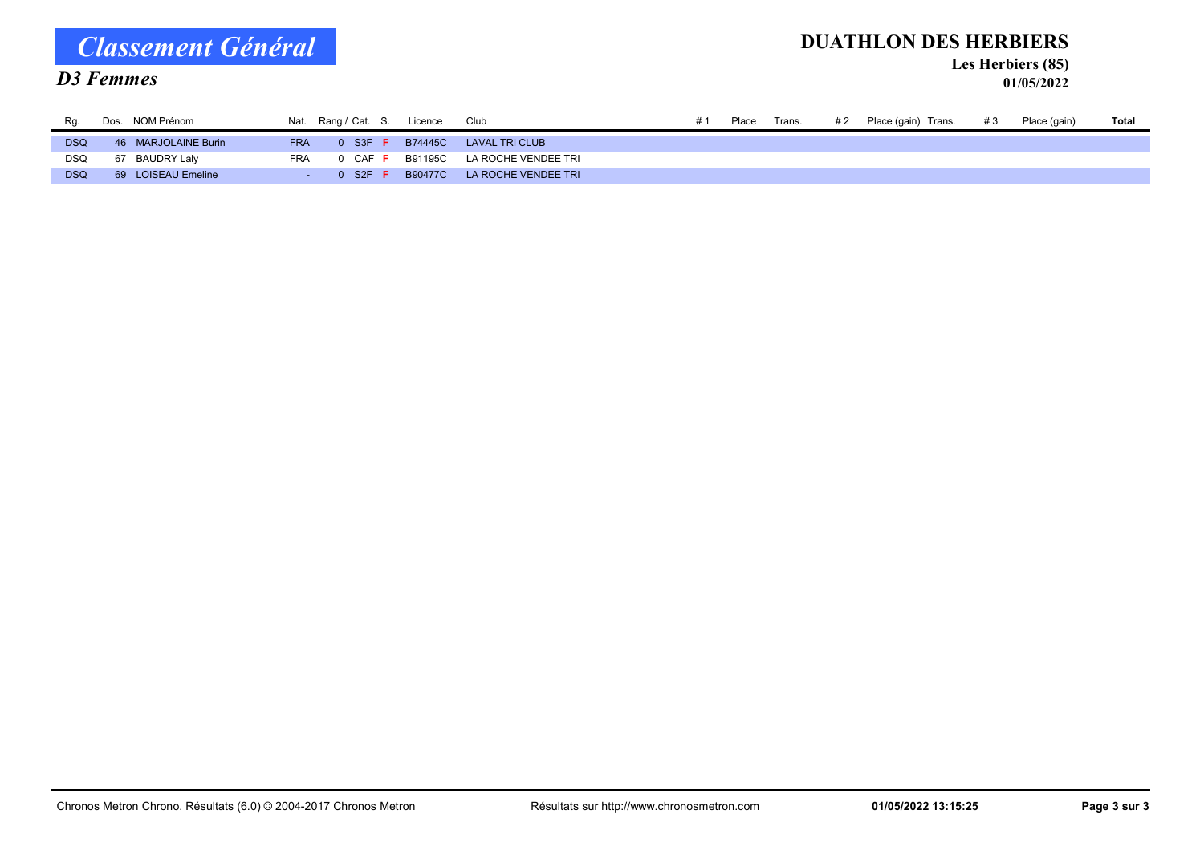# Classement Général

## D3 Femmes

**DUATHLON DES HERBIERS**

**Les Herbiers (85)**

**01/05/2022**

| Rg. | Dos. | NOM Prénom | Nat. | Rang / Cat. | | S. | Licence | Club | # 1 | Place | Trans. | # 2 | Place (gain) | Trans. | # 3 | Place (gain) | Total |
|---|---|---|---|---|---|---|---|---|---|---|---|---|---|---|---|---|---|
| DSQ | 46 | MARJOLAINE Burin | FRA | 0 | S3F | F | B74445C | LAVAL TRI CLUB | | | | | | | | | |
| DSQ | 67 | BAUDRY Laly | FRA | 0 | CAF | F | B91195C | LA ROCHE VENDEE TRI | | | | | | | | | |
| DSQ | 69 | LOISEAU Emeline | - | 0 | S2F | F | B90477C | LA ROCHE VENDEE TRI | | | | | | | | | |

Chronos Metron Chrono. Résultats (6.0) © 2004-2017 Chronos Metron — Résultats sur http://www.chronosmetron.com — 01/05/2022 13:15:25